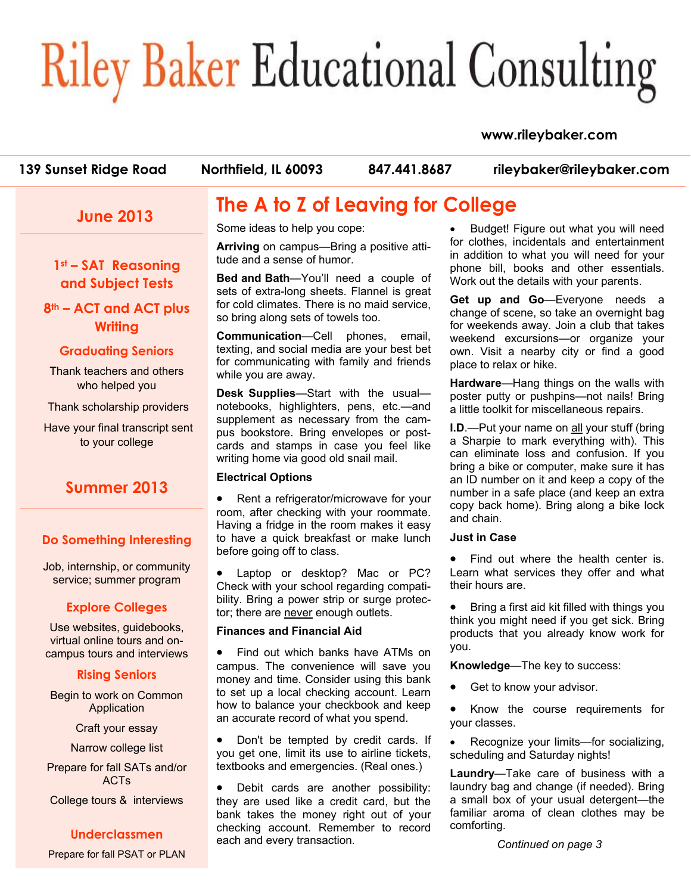# Riley Baker Educational Consulting

www.rileybaker.com

139 Sunset Ridge Road | Northfield, IL 60093 | 847.441.8687 | rileybaker@rileybaker.com

## June 2013

### 1st – SAT Reasoning and Subject Tests

### 8th – ACT and ACT plus Writing

### Graduating Seniors

Thank teachers and others who helped you

Thank scholarship providers

Have your final transcript sent to your college

## Summer 2013

### Do Something Interesting

Job, internship, or community service; summer program

### Explore Colleges

Use websites, guidebooks, virtual online tours and on-campus tours and interviews

### Rising Seniors

Begin to work on Common Application

Craft your essay

Narrow college list

Prepare for fall SATs and/or ACTs

College tours & interviews

### Underclassmen

Prepare for fall PSAT or PLAN

## The A to Z of Leaving for College

Some ideas to help you cope:

**Arriving** on campus—Bring a positive attitude and a sense of humor.

**Bed and Bath**—You'll need a couple of sets of extra-long sheets. Flannel is great for cold climates. There is no maid service, so bring along sets of towels too.

**Communication**—Cell phones, email, texting, and social media are your best bet for communicating with family and friends while you are away.

**Desk Supplies**—Start with the usual—notebooks, highlighters, pens, etc.—and supplement as necessary from the campus bookstore. Bring envelopes or postcards and stamps in case you feel like writing home via good old snail mail.

**Electrical Options**

- Rent a refrigerator/microwave for your room, after checking with your roommate. Having a fridge in the room makes it easy to have a quick breakfast or make lunch before going off to class.
- Laptop or desktop? Mac or PC? Check with your school regarding compatibility. Bring a power strip or surge protector; there are never enough outlets.

**Finances and Financial Aid**

- Find out which banks have ATMs on campus. The convenience will save you money and time. Consider using this bank to set up a local checking account. Learn how to balance your checkbook and keep an accurate record of what you spend.
- Don't be tempted by credit cards. If you get one, limit its use to airline tickets, textbooks and emergencies. (Real ones.)
- Debit cards are another possibility: they are used like a credit card, but the bank takes the money right out of your checking account. Remember to record each and every transaction.
- Budget! Figure out what you will need for clothes, incidentals and entertainment in addition to what you will need for your phone bill, books and other essentials. Work out the details with your parents.

**Get up and Go**—Everyone needs a change of scene, so take an overnight bag for weekends away. Join a club that takes weekend excursions—or organize your own. Visit a nearby city or find a good place to relax or hike.

**Hardware**—Hang things on the walls with poster putty or pushpins—not nails! Bring a little toolkit for miscellaneous repairs.

**I.D.**—Put your name on all your stuff (bring a Sharpie to mark everything with). This can eliminate loss and confusion. If you bring a bike or computer, make sure it has an ID number on it and keep a copy of the number in a safe place (and keep an extra copy back home). Bring along a bike lock and chain.

**Just in Case**

- Find out where the health center is. Learn what services they offer and what their hours are.
- Bring a first aid kit filled with things you think you might need if you get sick. Bring products that you already know work for you.

**Knowledge**—The key to success:

- Get to know your advisor.
- Know the course requirements for your classes.
- Recognize your limits—for socializing, scheduling and Saturday nights!

**Laundry**—Take care of business with a laundry bag and change (if needed). Bring a small box of your usual detergent—the familiar aroma of clean clothes may be comforting.

*Continued on page 3*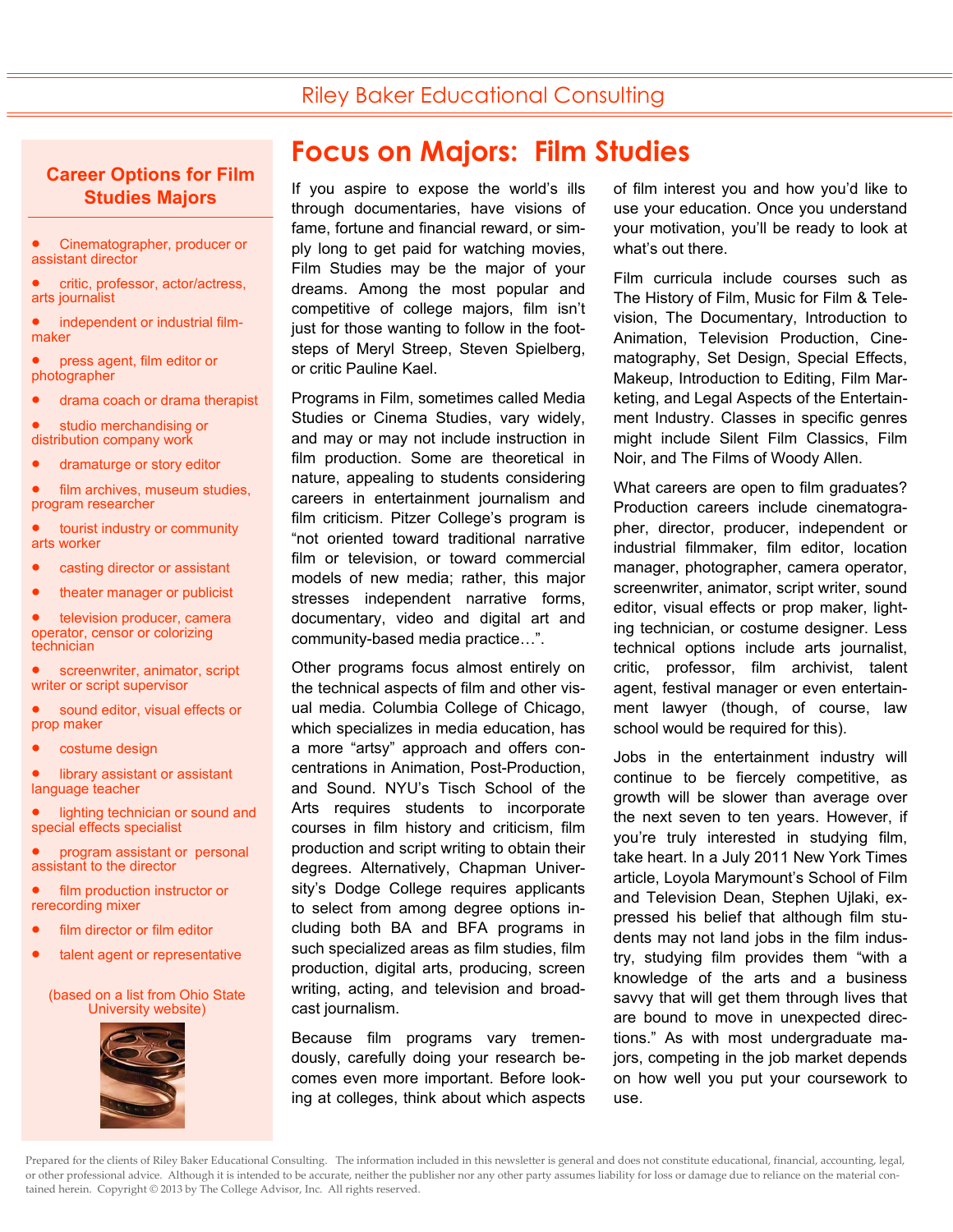# Focus on Majors: Film Studies

If you aspire to expose the world's ills through documentaries, have visions of fame, fortune and financial reward, or simply long to get paid for watching movies, Film Studies may be the major of your dreams. Among the most popular and competitive of college majors, film isn't just for those wanting to follow in the footsteps of Meryl Streep, Steven Spielberg, or critic Pauline Kael.

Programs in Film, sometimes called Media Studies or Cinema Studies, vary widely, and may or may not include instruction in film production. Some are theoretical in nature, appealing to students considering careers in entertainment journalism and film criticism. Pitzer College's program is "not oriented toward traditional narrative film or television, or toward commercial models of new media; rather, this major stresses independent narrative forms, documentary, video and digital art and community-based media practice…".

Other programs focus almost entirely on the technical aspects of film and other visual media. Columbia College of Chicago, which specializes in media education, has a more "artsy" approach and offers concentrations in Animation, Post-Production, and Sound. NYU's Tisch School of the Arts requires students to incorporate courses in film history and criticism, film production and script writing to obtain their degrees. Alternatively, Chapman University's Dodge College requires applicants to select from among degree options including both BA and BFA programs in such specialized areas as film studies, film production, digital arts, producing, screen writing, acting, and television and broadcast journalism.

Because film programs vary tremendously, carefully doing your research becomes even more important. Before looking at colleges, think about which aspects of film interest you and how you'd like to use your education. Once you understand your motivation, you'll be ready to look at what's out there.

Film curricula include courses such as The History of Film, Music for Film & Television, The Documentary, Introduction to Animation, Television Production, Cinematography, Set Design, Special Effects, Makeup, Introduction to Editing, Film Marketing, and Legal Aspects of the Entertainment Industry. Classes in specific genres might include Silent Film Classics, Film Noir, and The Films of Woody Allen.

What careers are open to film graduates? Production careers include cinematographer, director, producer, independent or industrial filmmaker, film editor, location manager, photographer, camera operator, screenwriter, animator, script writer, sound editor, visual effects or prop maker, lighting technician, or costume designer. Less technical options include arts journalist, critic, professor, film archivist, talent agent, festival manager or even entertainment lawyer (though, of course, law school would be required for this).

Jobs in the entertainment industry will continue to be fiercely competitive, as growth will be slower than average over the next seven to ten years. However, if you're truly interested in studying film, take heart. In a July 2011 New York Times article, Loyola Marymount's School of Film and Television Dean, Stephen Ujlaki, expressed his belief that although film students may not land jobs in the film industry, studying film provides them "with a knowledge of the arts and a business savvy that will get them through lives that are bound to move in unexpected directions." As with most undergraduate majors, competing in the job market depends on how well you put your coursework to use.

## Career Options for Film Studies Majors

- Cinematographer, producer or assistant director
- critic, professor, actor/actress, arts journalist
- independent or industrial filmmaker
- press agent, film editor or photographer
- drama coach or drama therapist
- studio merchandising or distribution company work
- dramaturge or story editor
- film archives, museum studies, program researcher
- tourist industry or community arts worker
- casting director or assistant
- theater manager or publicist
- television producer, camera operator, censor or colorizing technician
- screenwriter, animator, script writer or script supervisor
- sound editor, visual effects or prop maker
- costume design
- library assistant or assistant language teacher
- lighting technician or sound and special effects specialist
- program assistant or personal assistant to the director
- film production instructor or rerecording mixer
- film director or film editor
- talent agent or representative

(based on a list from Ohio State University website)

Prepared for the clients of Riley Baker Educational Consulting. The information included in this newsletter is general and does not constitute educational, financial, accounting, legal, or other professional advice. Although it is intended to be accurate, neither the publisher nor any other party assumes liability for loss or damage due to reliance on the material contained herein. Copyright © 2013 by The College Advisor, Inc. All rights reserved.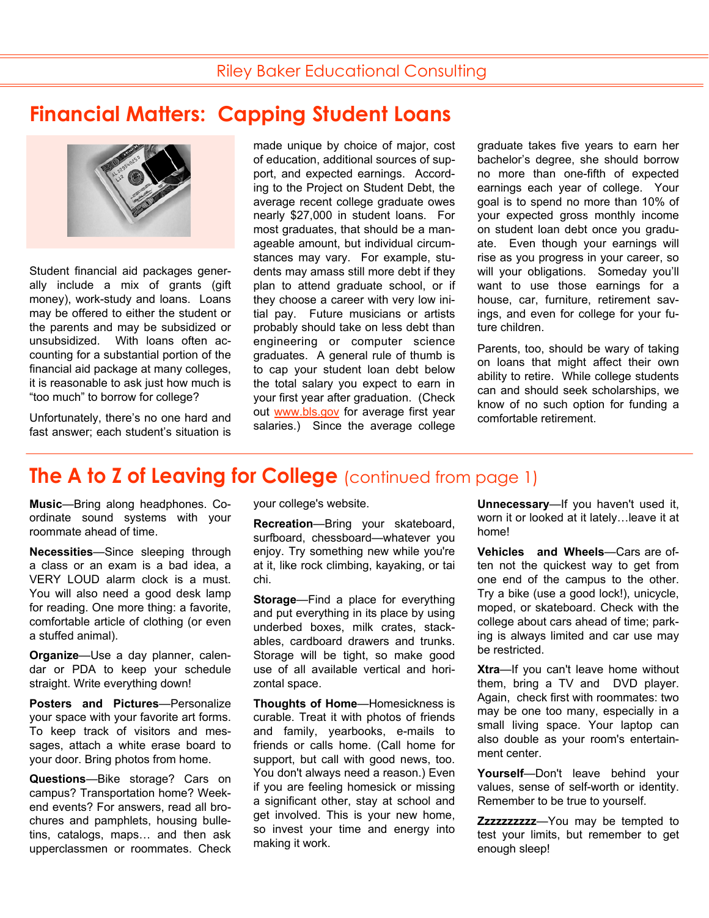Riley Baker Educational Consulting

# Financial Matters: Capping Student Loans

Student financial aid packages generally include a mix of grants (gift money), work-study and loans. Loans may be offered to either the student or the parents and may be subsidized or unsubsidized. With loans often accounting for a substantial portion of the financial aid package at many colleges, it is reasonable to ask just how much is "too much" to borrow for college?

Unfortunately, there's no one hard and fast answer; each student's situation is made unique by choice of major, cost of education, additional sources of support, and expected earnings. According to the Project on Student Debt, the average recent college graduate owes nearly $27,000 in student loans. For most graduates, that should be a manageable amount, but individual circumstances may vary. For example, students may amass still more debt if they plan to attend graduate school, or if they choose a career with very low initial pay. Future musicians or artists probably should take on less debt than engineering or computer science graduates. A general rule of thumb is to cap your student loan debt below the total salary you expect to earn in your first year after graduation. (Check out [www.bls.gov](http://www.bls.gov) for average first year salaries.) Since the average college graduate takes five years to earn her bachelor's degree, she should borrow no more than one-fifth of expected earnings each year of college. Your goal is to spend no more than 10% of your expected gross monthly income on student loan debt once you graduate. Even though your earnings will rise as you progress in your career, so will your obligations. Someday you'll want to use those earnings for a house, car, furniture, retirement savings, and even for college for your future children.

Parents, too, should be wary of taking on loans that might affect their own ability to retire. While college students can and should seek scholarships, we know of no such option for funding a comfortable retirement.

# The A to Z of Leaving for College (continued from page 1)

**Music**—Bring along headphones. Coordinate sound systems with your roommate ahead of time.

**Necessities**—Since sleeping through a class or an exam is a bad idea, a VERY LOUD alarm clock is a must. You will also need a good desk lamp for reading. One more thing: a favorite, comfortable article of clothing (or even a stuffed animal).

**Organize**—Use a day planner, calendar or PDA to keep your schedule straight. Write everything down!

**Posters and Pictures**—Personalize your space with your favorite art forms. To keep track of visitors and messages, attach a white erase board to your door. Bring photos from home.

**Questions**—Bike storage? Cars on campus? Transportation home? Weekend events? For answers, read all brochures and pamphlets, housing bulletins, catalogs, maps… and then ask upperclassmen or roommates. Check your college's website.

**Recreation**—Bring your skateboard, surfboard, chessboard—whatever you enjoy. Try something new while you're at it, like rock climbing, kayaking, or tai chi.

**Storage**—Find a place for everything and put everything in its place by using underbed boxes, milk crates, stackables, cardboard drawers and trunks. Storage will be tight, so make good use of all available vertical and horizontal space.

**Thoughts of Home**—Homesickness is curable. Treat it with photos of friends and family, yearbooks, e-mails to friends or calls home. (Call home for support, but call with good news, too. You don't always need a reason.) Even if you are feeling homesick or missing a significant other, stay at school and get involved. This is your new home, so invest your time and energy into making it work.

**Unnecessary**—If you haven't used it, worn it or looked at it lately…leave it at home!

**Vehicles and Wheels**—Cars are often not the quickest way to get from one end of the campus to the other. Try a bike (use a good lock!), unicycle, moped, or skateboard. Check with the college about cars ahead of time; parking is always limited and car use may be restricted.

**Xtra**—If you can't leave home without them, bring a TV and DVD player. Again, check first with roommates: two may be one too many, especially in a small living space. Your laptop can also double as your room's entertainment center.

**Yourself**—Don't leave behind your values, sense of self-worth or identity. Remember to be true to yourself.

**Zzzzzzzzzz**—You may be tempted to test your limits, but remember to get enough sleep!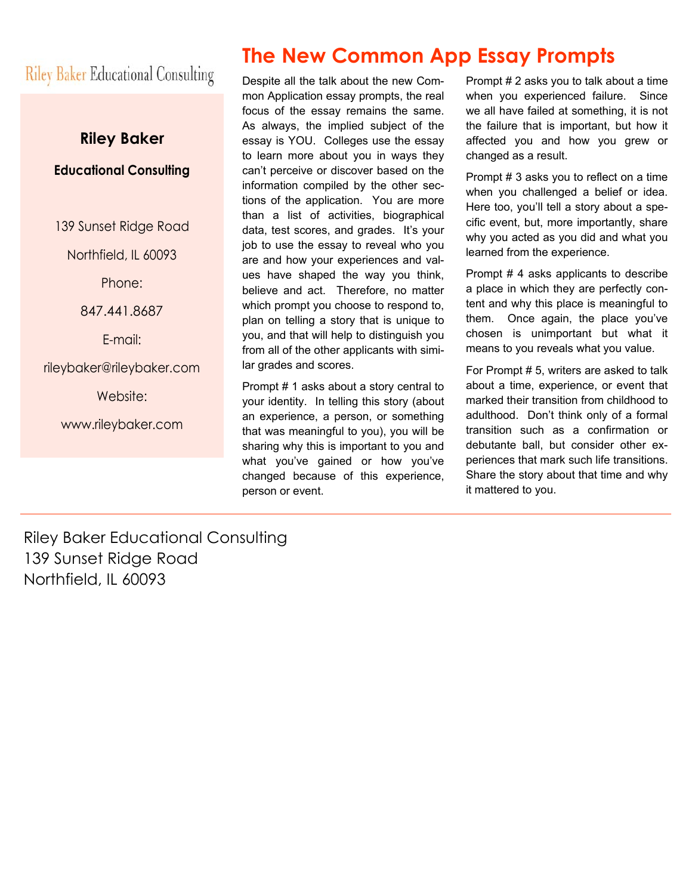Riley Baker Educational Consulting

**Riley Baker**

**Educational Consulting**

139 Sunset Ridge Road

Northfield, IL 60093

Phone:

847.441.8687

E-mail:

rileybaker@rileybaker.com

Website:

www.rileybaker.com

# The New Common App Essay Prompts

Despite all the talk about the new Common Application essay prompts, the real focus of the essay remains the same. As always, the implied subject of the essay is YOU. Colleges use the essay to learn more about you in ways they can't perceive or discover based on the information compiled by the other sections of the application. You are more than a list of activities, biographical data, test scores, and grades. It's your job to use the essay to reveal who you are and how your experiences and values have shaped the way you think, believe and act. Therefore, no matter which prompt you choose to respond to, plan on telling a story that is unique to you, and that will help to distinguish you from all of the other applicants with similar grades and scores.

Prompt # 1 asks about a story central to your identity. In telling this story (about an experience, a person, or something that was meaningful to you), you will be sharing why this is important to you and what you've gained or how you've changed because of this experience, person or event.

Prompt # 2 asks you to talk about a time when you experienced failure. Since we all have failed at something, it is not the failure that is important, but how it affected you and how you grew or changed as a result.

Prompt # 3 asks you to reflect on a time when you challenged a belief or idea. Here too, you'll tell a story about a specific event, but, more importantly, share why you acted as you did and what you learned from the experience.

Prompt # 4 asks applicants to describe a place in which they are perfectly content and why this place is meaningful to them. Once again, the place you've chosen is unimportant but what it means to you reveals what you value.

For Prompt # 5, writers are asked to talk about a time, experience, or event that marked their transition from childhood to adulthood. Don't think only of a formal transition such as a confirmation or debutante ball, but consider other experiences that mark such life transitions. Share the story about that time and why it mattered to you.

Riley Baker Educational Consulting
139 Sunset Ridge Road
Northfield, IL 60093